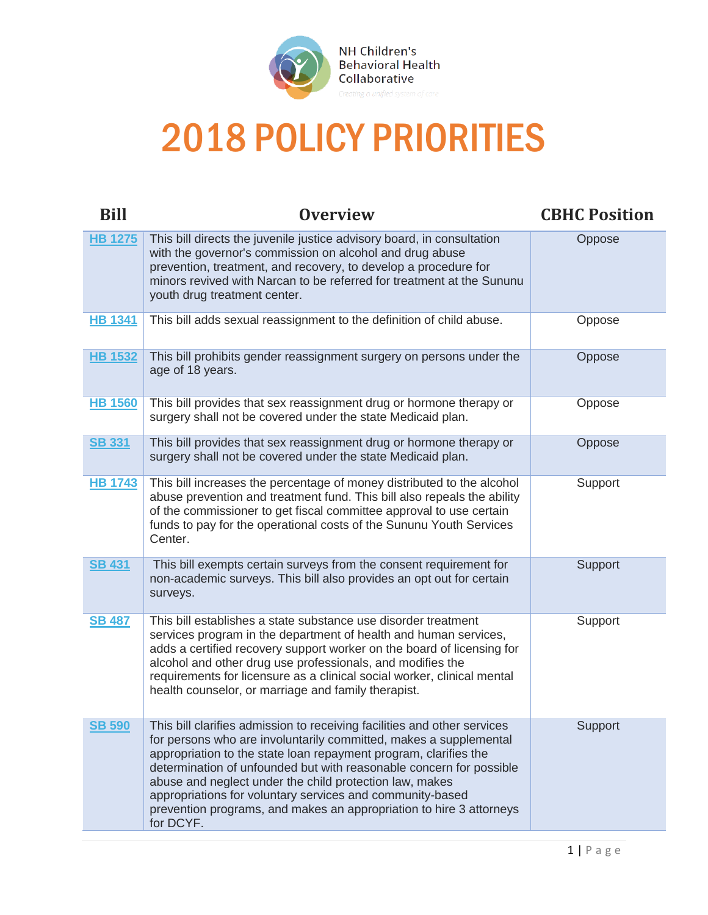NH Children's Behavioral Health Collaborative

*Creating a unified system of care*

# 2018 POLICY PRIORITIES

| Bill | Overview | CBHC Position |
|---|---|---|
| HB 1275 | This bill directs the juvenile justice advisory board, in consultation with the governor's commission on alcohol and drug abuse prevention, treatment, and recovery, to develop a procedure for minors revived with Narcan to be referred for treatment at the Sununu youth drug treatment center. | Oppose |
| HB 1341 | This bill adds sexual reassignment to the definition of child abuse. | Oppose |
| HB 1532 | This bill prohibits gender reassignment surgery on persons under the age of 18 years. | Oppose |
| HB 1560 | This bill provides that sex reassignment drug or hormone therapy or surgery shall not be covered under the state Medicaid plan. | Oppose |
| SB 331 | This bill provides that sex reassignment drug or hormone therapy or surgery shall not be covered under the state Medicaid plan. | Oppose |
| HB 1743 | This bill increases the percentage of money distributed to the alcohol abuse prevention and treatment fund. This bill also repeals the ability of the commissioner to get fiscal committee approval to use certain funds to pay for the operational costs of the Sununu Youth Services Center. | Support |
| SB 431 | This bill exempts certain surveys from the consent requirement for non-academic surveys. This bill also provides an opt out for certain surveys. | Support |
| SB 487 | This bill establishes a state substance use disorder treatment services program in the department of health and human services, adds a certified recovery support worker on the board of licensing for alcohol and other drug use professionals, and modifies the requirements for licensure as a clinical social worker, clinical mental health counselor, or marriage and family therapist. | Support |
| SB 590 | This bill clarifies admission to receiving facilities and other services for persons who are involuntarily committed, makes a supplemental appropriation to the state loan repayment program, clarifies the determination of unfounded but with reasonable concern for possible abuse and neglect under the child protection law, makes appropriations for voluntary services and community-based prevention programs, and makes an appropriation to hire 3 attorneys for DCYF. | Support |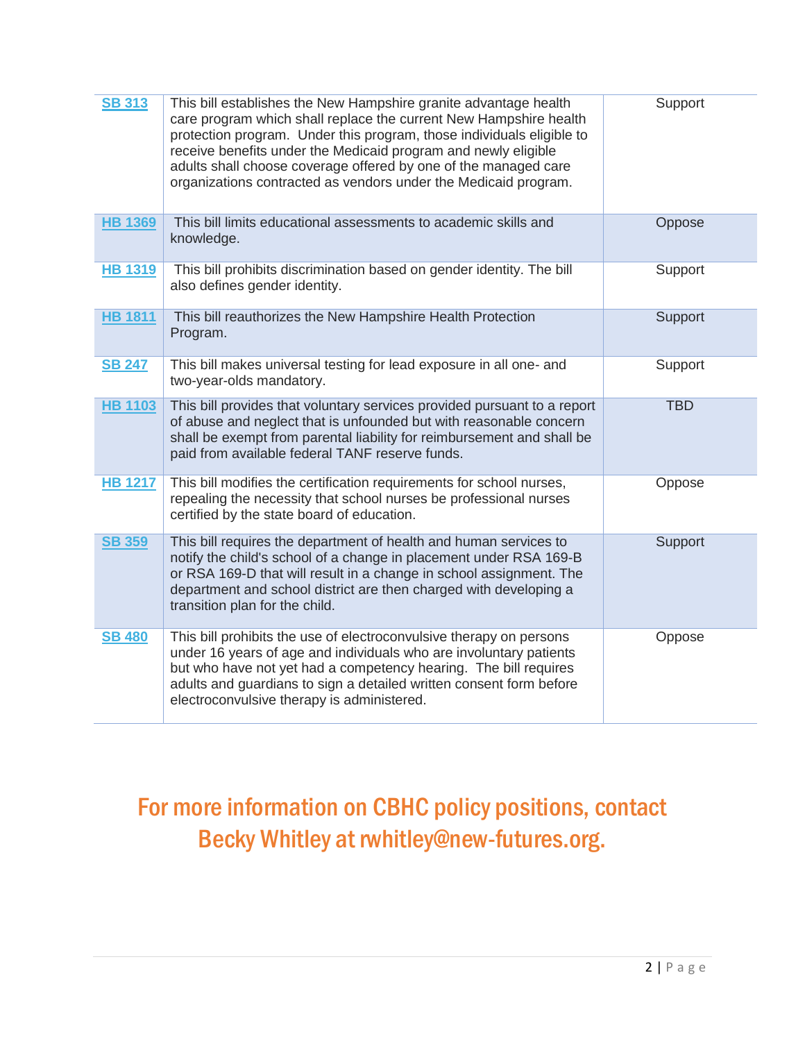| | | |
|---|---|---|
| **SB 313** | This bill establishes the New Hampshire granite advantage health care program which shall replace the current New Hampshire health protection program. Under this program, those individuals eligible to receive benefits under the Medicaid program and newly eligible adults shall choose coverage offered by one of the managed care organizations contracted as vendors under the Medicaid program. | Support |
| **HB 1369** | This bill limits educational assessments to academic skills and knowledge. | Oppose |
| **HB 1319** | This bill prohibits discrimination based on gender identity. The bill also defines gender identity. | Support |
| **HB 1811** | This bill reauthorizes the New Hampshire Health Protection Program. | Support |
| **SB 247** | This bill makes universal testing for lead exposure in all one- and two-year-olds mandatory. | Support |
| **HB 1103** | This bill provides that voluntary services provided pursuant to a report of abuse and neglect that is unfounded but with reasonable concern shall be exempt from parental liability for reimbursement and shall be paid from available federal TANF reserve funds. | TBD |
| **HB 1217** | This bill modifies the certification requirements for school nurses, repealing the necessity that school nurses be professional nurses certified by the state board of education. | Oppose |
| **SB 359** | This bill requires the department of health and human services to notify the child's school of a change in placement under RSA 169-B or RSA 169-D that will result in a change in school assignment. The department and school district are then charged with developing a transition plan for the child. | Support |
| **SB 480** | This bill prohibits the use of electroconvulsive therapy on persons under 16 years of age and individuals who are involuntary patients but who have not yet had a competency hearing. The bill requires adults and guardians to sign a detailed written consent form before electroconvulsive therapy is administered. | Oppose |

## For more information on CBHC policy positions, contact Becky Whitley at rwhitley@new-futures.org.